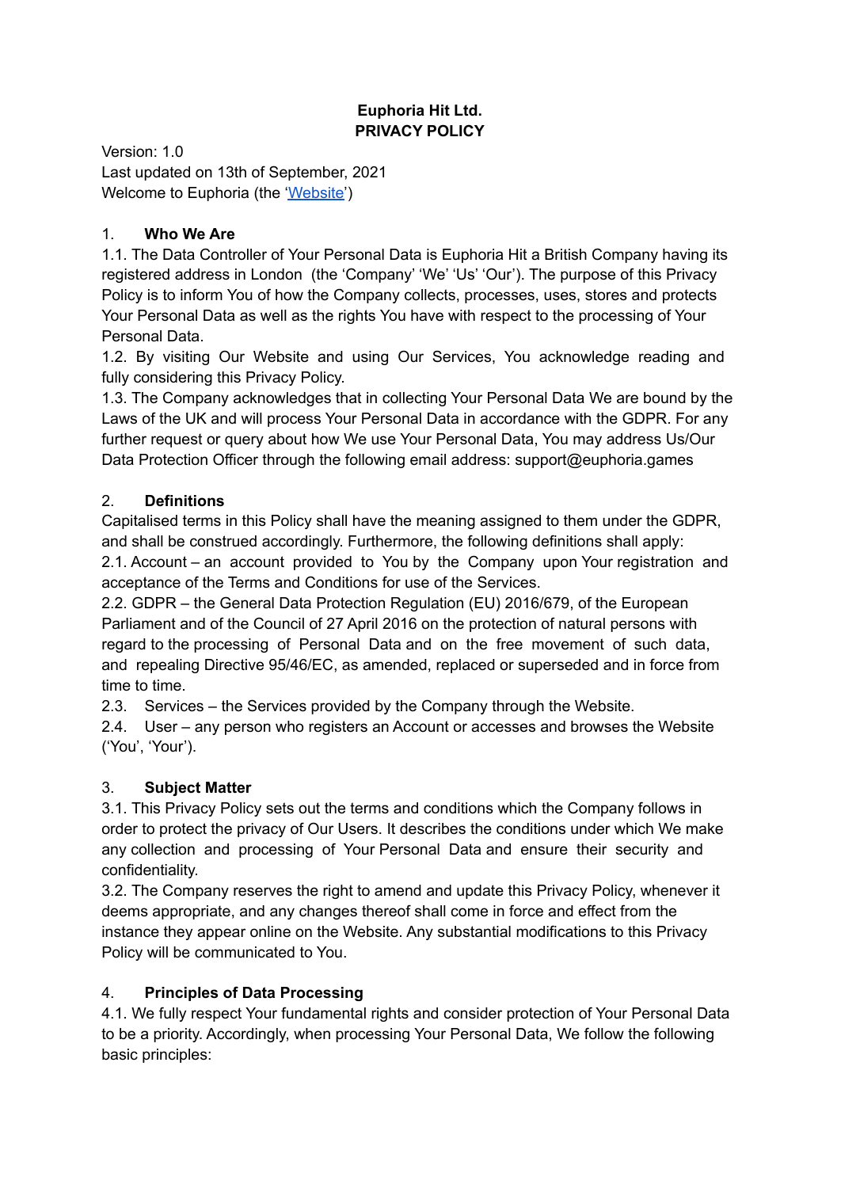**Euphoria Hit Ltd.**
**PRIVACY POLICY**

Version: 1.0
Last updated on 13th of September, 2021
Welcome to Euphoria (the '[Website](Website)')

## 1. Who We Are

1.1. The Data Controller of Your Personal Data is Euphoria Hit a British Company having its registered address in London (the 'Company' 'We' 'Us' 'Our'). The purpose of this Privacy Policy is to inform You of how the Company collects, processes, uses, stores and protects Your Personal Data as well as the rights You have with respect to the processing of Your Personal Data.

1.2. By visiting Our Website and using Our Services, You acknowledge reading and fully considering this Privacy Policy.

1.3. The Company acknowledges that in collecting Your Personal Data We are bound by the Laws of the UK and will process Your Personal Data in accordance with the GDPR. For any further request or query about how We use Your Personal Data, You may address Us/Our Data Protection Officer through the following email address: support@euphoria.games

## 2. Definitions

Capitalised terms in this Policy shall have the meaning assigned to them under the GDPR, and shall be construed accordingly. Furthermore, the following definitions shall apply:

2.1. Account – an account provided to You by the Company upon Your registration and acceptance of the Terms and Conditions for use of the Services.

2.2. GDPR – the General Data Protection Regulation (EU) 2016/679, of the European Parliament and of the Council of 27 April 2016 on the protection of natural persons with regard to the processing of Personal Data and on the free movement of such data, and repealing Directive 95/46/EC, as amended, replaced or superseded and in force from time to time.

2.3. Services – the Services provided by the Company through the Website.

2.4. User – any person who registers an Account or accesses and browses the Website ('You', 'Your').

## 3. Subject Matter

3.1. This Privacy Policy sets out the terms and conditions which the Company follows in order to protect the privacy of Our Users. It describes the conditions under which We make any collection and processing of Your Personal Data and ensure their security and confidentiality.

3.2. The Company reserves the right to amend and update this Privacy Policy, whenever it deems appropriate, and any changes thereof shall come in force and effect from the instance they appear online on the Website. Any substantial modifications to this Privacy Policy will be communicated to You.

## 4. Principles of Data Processing

4.1. We fully respect Your fundamental rights and consider protection of Your Personal Data to be a priority. Accordingly, when processing Your Personal Data, We follow the following basic principles: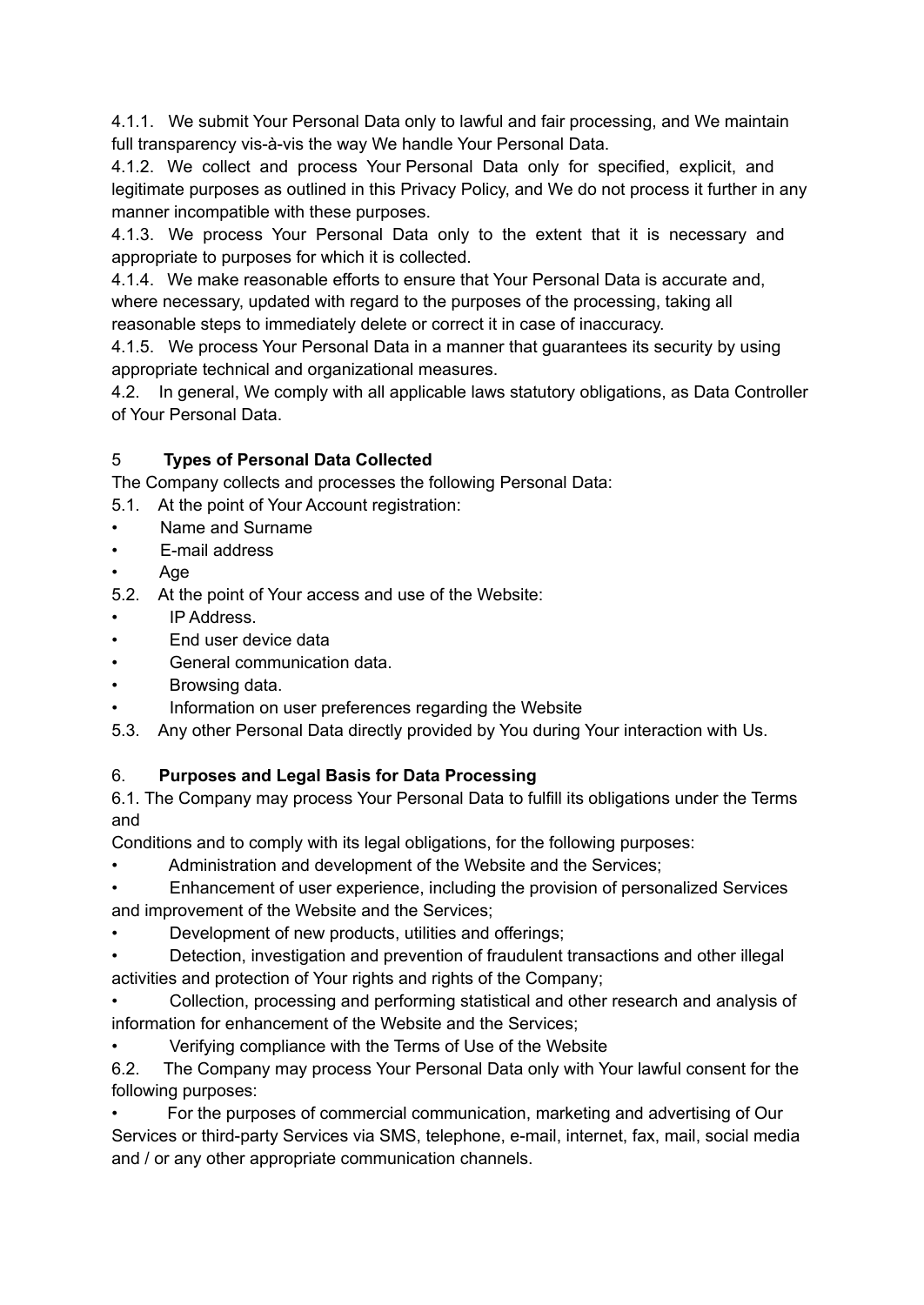4.1.1. We submit Your Personal Data only to lawful and fair processing, and We maintain full transparency vis-à-vis the way We handle Your Personal Data.

4.1.2. We collect and process Your Personal Data only for specified, explicit, and legitimate purposes as outlined in this Privacy Policy, and We do not process it further in any manner incompatible with these purposes.

4.1.3. We process Your Personal Data only to the extent that it is necessary and appropriate to purposes for which it is collected.

4.1.4. We make reasonable efforts to ensure that Your Personal Data is accurate and, where necessary, updated with regard to the purposes of the processing, taking all reasonable steps to immediately delete or correct it in case of inaccuracy.

4.1.5. We process Your Personal Data in a manner that guarantees its security by using appropriate technical and organizational measures.

4.2. In general, We comply with all applicable laws statutory obligations, as Data Controller of Your Personal Data.

## 5 **Types of Personal Data Collected**

The Company collects and processes the following Personal Data:

5.1. At the point of Your Account registration:

- Name and Surname
- E-mail address
- Age

5.2. At the point of Your access and use of the Website:

- IP Address.
- End user device data
- General communication data.
- Browsing data.
- Information on user preferences regarding the Website

5.3. Any other Personal Data directly provided by You during Your interaction with Us.

## 6. **Purposes and Legal Basis for Data Processing**

6.1. The Company may process Your Personal Data to fulfill its obligations under the Terms and
Conditions and to comply with its legal obligations, for the following purposes:

- Administration and development of the Website and the Services;
- Enhancement of user experience, including the provision of personalized Services and improvement of the Website and the Services;
- Development of new products, utilities and offerings;
- Detection, investigation and prevention of fraudulent transactions and other illegal activities and protection of Your rights and rights of the Company;
- Collection, processing and performing statistical and other research and analysis of information for enhancement of the Website and the Services;
- Verifying compliance with the Terms of Use of the Website

6.2. The Company may process Your Personal Data only with Your lawful consent for the following purposes:

- For the purposes of commercial communication, marketing and advertising of Our Services or third-party Services via SMS, telephone, e-mail, internet, fax, mail, social media and / or any other appropriate communication channels.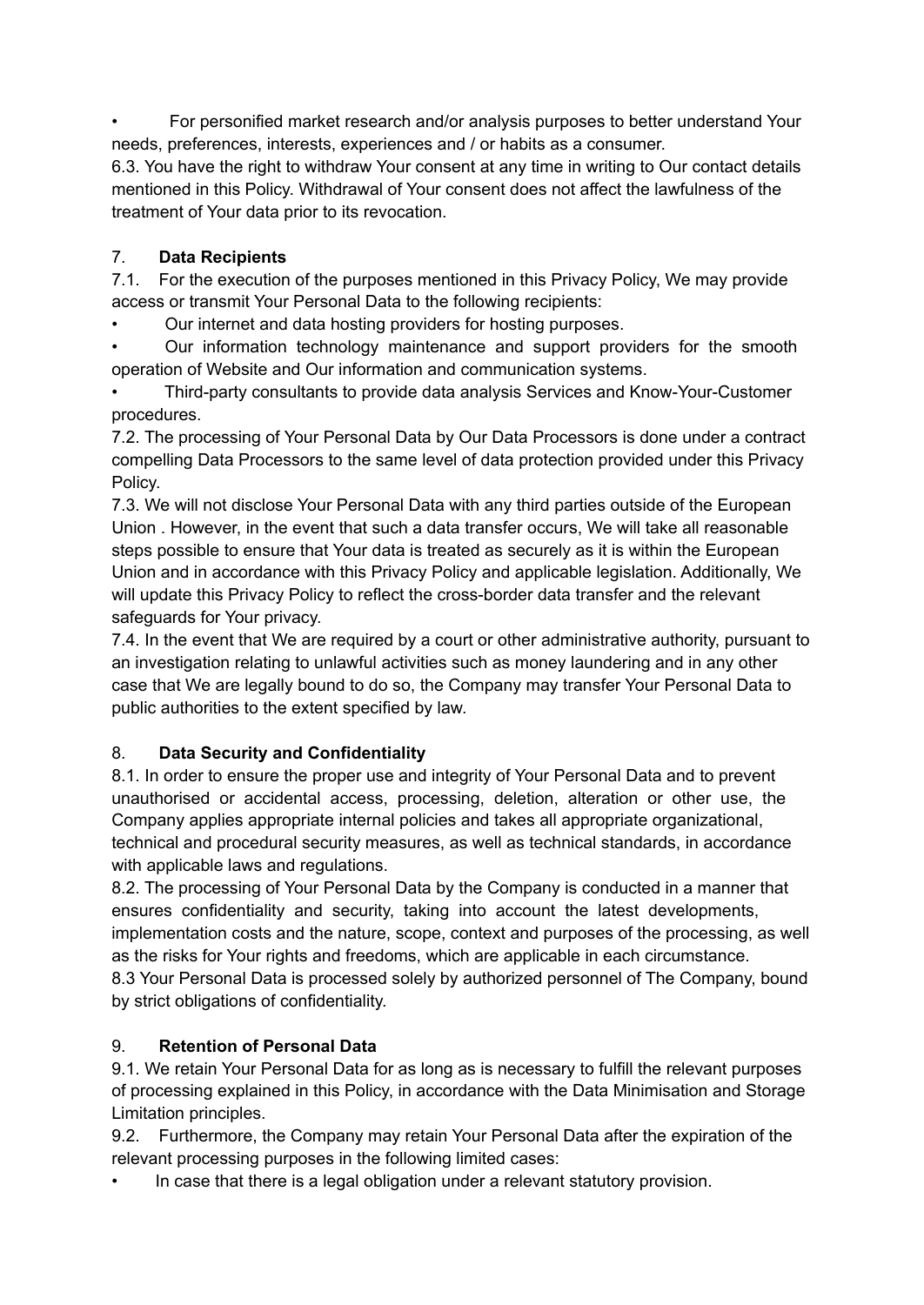- For personified market research and/or analysis purposes to better understand Your needs, preferences, interests, experiences and / or habits as a consumer.

6.3. You have the right to withdraw Your consent at any time in writing to Our contact details mentioned in this Policy. Withdrawal of Your consent does not affect the lawfulness of the treatment of Your data prior to its revocation.

## 7. **Data Recipients**

7.1. For the execution of the purposes mentioned in this Privacy Policy, We may provide access or transmit Your Personal Data to the following recipients:

- Our internet and data hosting providers for hosting purposes.
- Our information technology maintenance and support providers for the smooth operation of Website and Our information and communication systems.
- Third-party consultants to provide data analysis Services and Know-Your-Customer procedures.

7.2. The processing of Your Personal Data by Our Data Processors is done under a contract compelling Data Processors to the same level of data protection provided under this Privacy Policy.

7.3. We will not disclose Your Personal Data with any third parties outside of the European Union . However, in the event that such a data transfer occurs, We will take all reasonable steps possible to ensure that Your data is treated as securely as it is within the European Union and in accordance with this Privacy Policy and applicable legislation. Additionally, We will update this Privacy Policy to reflect the cross-border data transfer and the relevant safeguards for Your privacy.

7.4. In the event that We are required by a court or other administrative authority, pursuant to an investigation relating to unlawful activities such as money laundering and in any other case that We are legally bound to do so, the Company may transfer Your Personal Data to public authorities to the extent specified by law.

## 8. **Data Security and Confidentiality**

8.1. In order to ensure the proper use and integrity of Your Personal Data and to prevent unauthorised or accidental access, processing, deletion, alteration or other use, the Company applies appropriate internal policies and takes all appropriate organizational, technical and procedural security measures, as well as technical standards, in accordance with applicable laws and regulations.

8.2. The processing of Your Personal Data by the Company is conducted in a manner that ensures confidentiality and security, taking into account the latest developments, implementation costs and the nature, scope, context and purposes of the processing, as well as the risks for Your rights and freedoms, which are applicable in each circumstance.

8.3 Your Personal Data is processed solely by authorized personnel of The Company, bound by strict obligations of confidentiality.

## 9. **Retention of Personal Data**

9.1. We retain Your Personal Data for as long as is necessary to fulfill the relevant purposes of processing explained in this Policy, in accordance with the Data Minimisation and Storage Limitation principles.

9.2. Furthermore, the Company may retain Your Personal Data after the expiration of the relevant processing purposes in the following limited cases:

- In case that there is a legal obligation under a relevant statutory provision.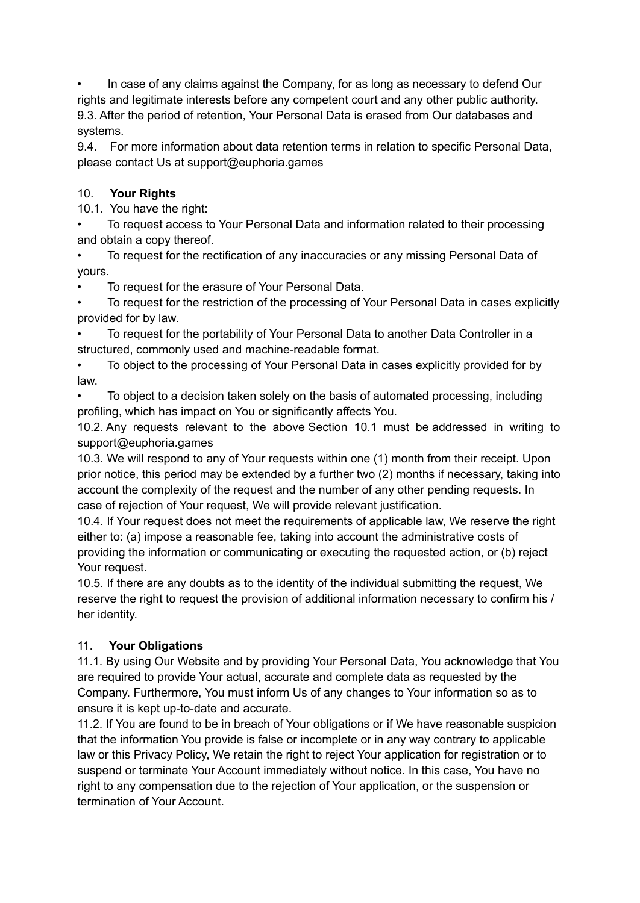- In case of any claims against the Company, for as long as necessary to defend Our rights and legitimate interests before any competent court and any other public authority.

9.3. After the period of retention, Your Personal Data is erased from Our databases and systems.

9.4. For more information about data retention terms in relation to specific Personal Data, please contact Us at support@euphoria.games

## 10. **Your Rights**

10.1. You have the right:

- To request access to Your Personal Data and information related to their processing and obtain a copy thereof.
- To request for the rectification of any inaccuracies or any missing Personal Data of yours.
- To request for the erasure of Your Personal Data.
- To request for the restriction of the processing of Your Personal Data in cases explicitly provided for by law.
- To request for the portability of Your Personal Data to another Data Controller in a structured, commonly used and machine-readable format.
- To object to the processing of Your Personal Data in cases explicitly provided for by law.
- To object to a decision taken solely on the basis of automated processing, including profiling, which has impact on You or significantly affects You.

10.2. Any requests relevant to the above Section 10.1 must be addressed in writing to support@euphoria.games

10.3. We will respond to any of Your requests within one (1) month from their receipt. Upon prior notice, this period may be extended by a further two (2) months if necessary, taking into account the complexity of the request and the number of any other pending requests. In case of rejection of Your request, We will provide relevant justification.

10.4. If Your request does not meet the requirements of applicable law, We reserve the right either to: (a) impose a reasonable fee, taking into account the administrative costs of providing the information or communicating or executing the requested action, or (b) reject Your request.

10.5. If there are any doubts as to the identity of the individual submitting the request, We reserve the right to request the provision of additional information necessary to confirm his / her identity.

## 11. **Your Obligations**

11.1. By using Our Website and by providing Your Personal Data, You acknowledge that You are required to provide Your actual, accurate and complete data as requested by the Company. Furthermore, You must inform Us of any changes to Your information so as to ensure it is kept up-to-date and accurate.

11.2. If You are found to be in breach of Your obligations or if We have reasonable suspicion that the information You provide is false or incomplete or in any way contrary to applicable law or this Privacy Policy, We retain the right to reject Your application for registration or to suspend or terminate Your Account immediately without notice. In this case, You have no right to any compensation due to the rejection of Your application, or the suspension or termination of Your Account.